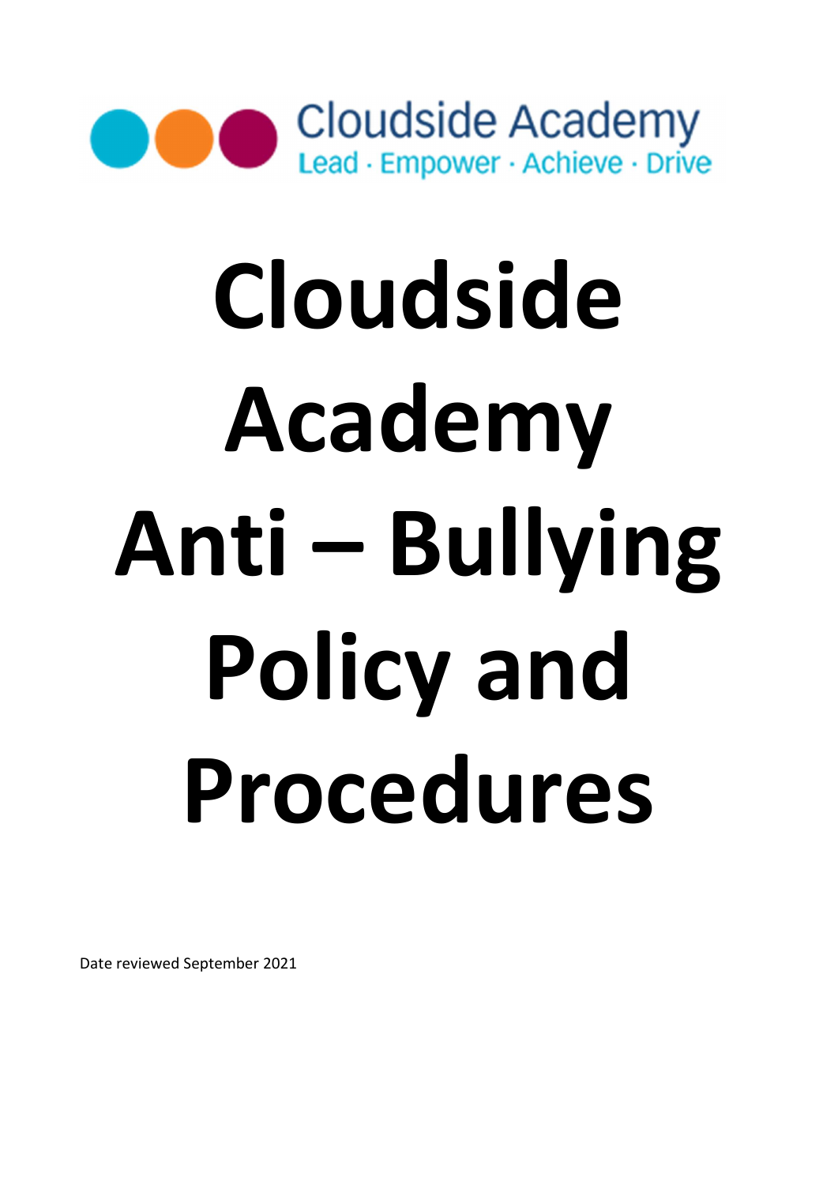Cloudside Academy
Lead · Empower · Achieve · Drive

# Cloudside Academy Anti – Bullying Policy and Procedures

Date reviewed September 2021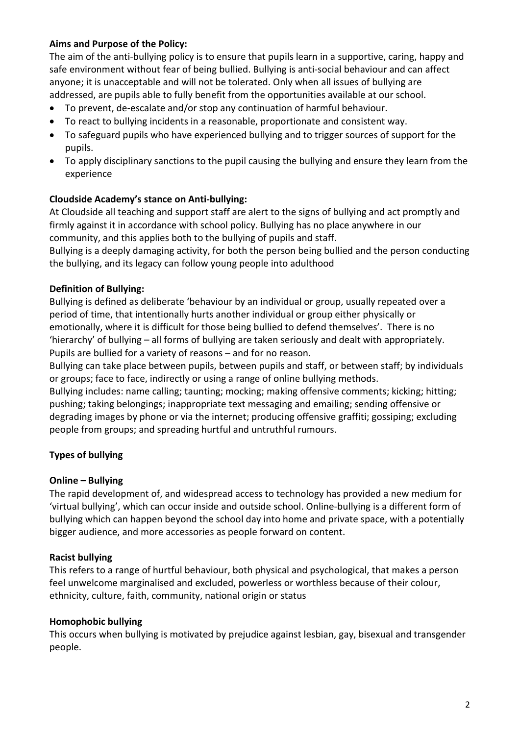**Aims and Purpose of the Policy:**

The aim of the anti-bullying policy is to ensure that pupils learn in a supportive, caring, happy and safe environment without fear of being bullied. Bullying is anti-social behaviour and can affect anyone; it is unacceptable and will not be tolerated. Only when all issues of bullying are addressed, are pupils able to fully benefit from the opportunities available at our school.

- To prevent, de-escalate and/or stop any continuation of harmful behaviour.
- To react to bullying incidents in a reasonable, proportionate and consistent way.
- To safeguard pupils who have experienced bullying and to trigger sources of support for the pupils.
- To apply disciplinary sanctions to the pupil causing the bullying and ensure they learn from the experience

**Cloudside Academy's stance on Anti-bullying:**

At Cloudside all teaching and support staff are alert to the signs of bullying and act promptly and firmly against it in accordance with school policy. Bullying has no place anywhere in our community, and this applies both to the bullying of pupils and staff.

Bullying is a deeply damaging activity, for both the person being bullied and the person conducting the bullying, and its legacy can follow young people into adulthood

**Definition of Bullying:**

Bullying is defined as deliberate 'behaviour by an individual or group, usually repeated over a period of time, that intentionally hurts another individual or group either physically or emotionally, where it is difficult for those being bullied to defend themselves'. There is no 'hierarchy' of bullying – all forms of bullying are taken seriously and dealt with appropriately. Pupils are bullied for a variety of reasons – and for no reason.

Bullying can take place between pupils, between pupils and staff, or between staff; by individuals or groups; face to face, indirectly or using a range of online bullying methods.

Bullying includes: name calling; taunting; mocking; making offensive comments; kicking; hitting; pushing; taking belongings; inappropriate text messaging and emailing; sending offensive or degrading images by phone or via the internet; producing offensive graffiti; gossiping; excluding people from groups; and spreading hurtful and untruthful rumours.

**Types of bullying**

**Online – Bullying**

The rapid development of, and widespread access to technology has provided a new medium for 'virtual bullying', which can occur inside and outside school. Online-bullying is a different form of bullying which can happen beyond the school day into home and private space, with a potentially bigger audience, and more accessories as people forward on content.

**Racist bullying**

This refers to a range of hurtful behaviour, both physical and psychological, that makes a person feel unwelcome marginalised and excluded, powerless or worthless because of their colour, ethnicity, culture, faith, community, national origin or status

**Homophobic bullying**

This occurs when bullying is motivated by prejudice against lesbian, gay, bisexual and transgender people.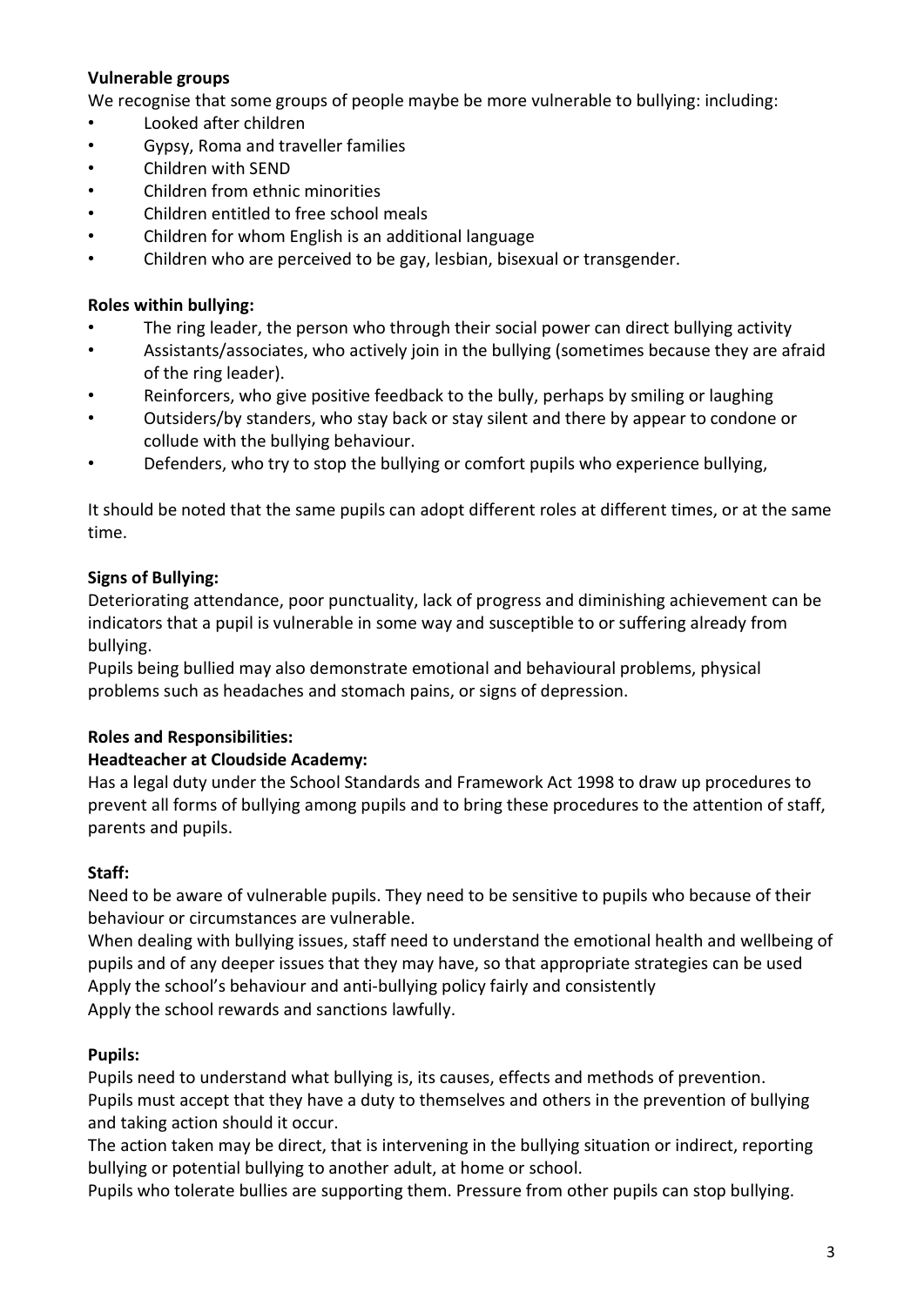**Vulnerable groups**

We recognise that some groups of people maybe be more vulnerable to bullying: including:

- Looked after children
- Gypsy, Roma and traveller families
- Children with SEND
- Children from ethnic minorities
- Children entitled to free school meals
- Children for whom English is an additional language
- Children who are perceived to be gay, lesbian, bisexual or transgender.

**Roles within bullying:**

- The ring leader, the person who through their social power can direct bullying activity
- Assistants/associates, who actively join in the bullying (sometimes because they are afraid of the ring leader).
- Reinforcers, who give positive feedback to the bully, perhaps by smiling or laughing
- Outsiders/by standers, who stay back or stay silent and there by appear to condone or collude with the bullying behaviour.
- Defenders, who try to stop the bullying or comfort pupils who experience bullying,

It should be noted that the same pupils can adopt different roles at different times, or at the same time.

**Signs of Bullying:**

Deteriorating attendance, poor punctuality, lack of progress and diminishing achievement can be indicators that a pupil is vulnerable in some way and susceptible to or suffering already from bullying.

Pupils being bullied may also demonstrate emotional and behavioural problems, physical problems such as headaches and stomach pains, or signs of depression.

**Roles and Responsibilities:**

**Headteacher at Cloudside Academy:**

Has a legal duty under the School Standards and Framework Act 1998 to draw up procedures to prevent all forms of bullying among pupils and to bring these procedures to the attention of staff, parents and pupils.

**Staff:**

Need to be aware of vulnerable pupils. They need to be sensitive to pupils who because of their behaviour or circumstances are vulnerable.

When dealing with bullying issues, staff need to understand the emotional health and wellbeing of pupils and of any deeper issues that they may have, so that appropriate strategies can be used

Apply the school's behaviour and anti-bullying policy fairly and consistently

Apply the school rewards and sanctions lawfully.

**Pupils:**

Pupils need to understand what bullying is, its causes, effects and methods of prevention.

Pupils must accept that they have a duty to themselves and others in the prevention of bullying and taking action should it occur.

The action taken may be direct, that is intervening in the bullying situation or indirect, reporting bullying or potential bullying to another adult, at home or school.

Pupils who tolerate bullies are supporting them. Pressure from other pupils can stop bullying.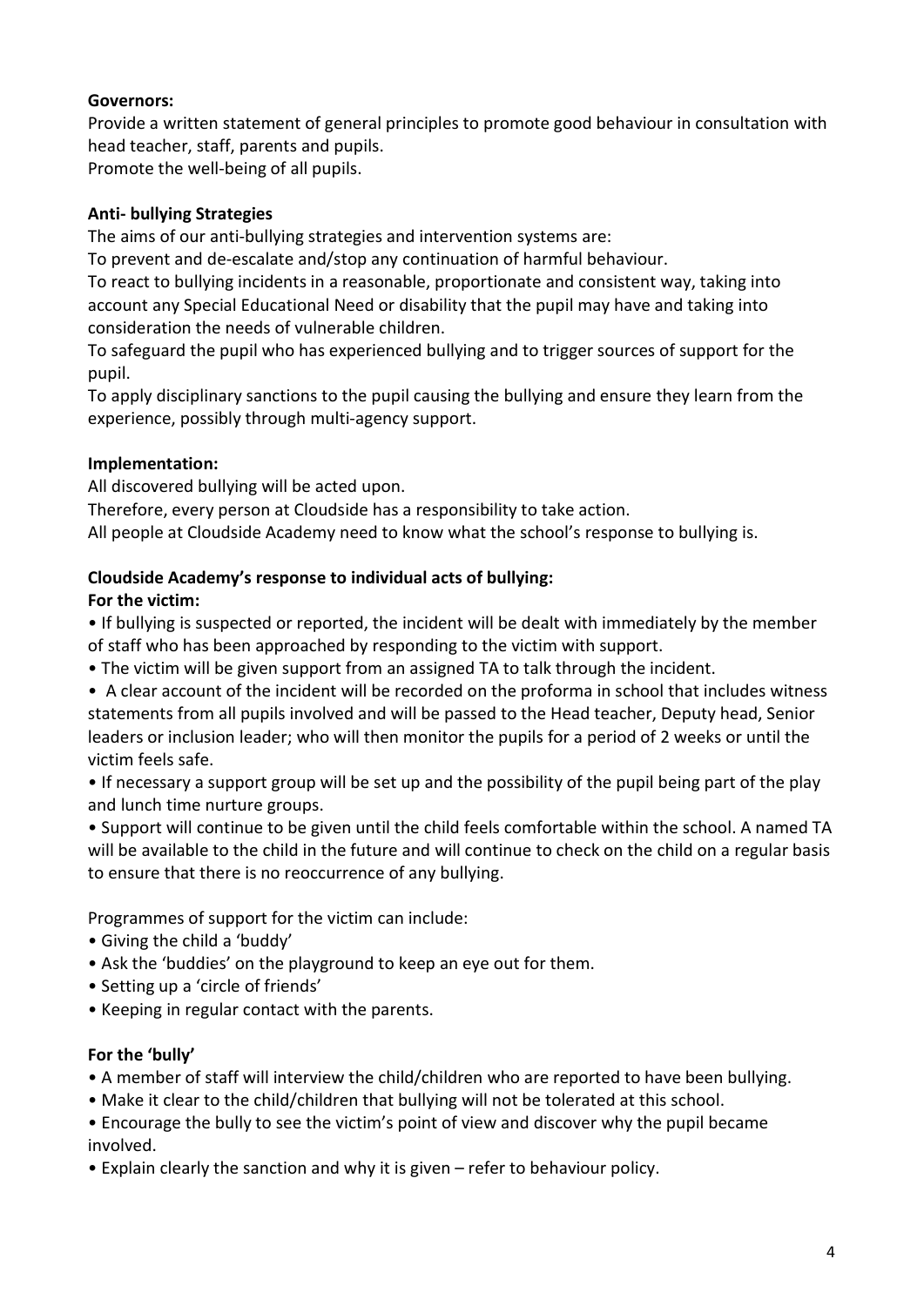**Governors:**

Provide a written statement of general principles to promote good behaviour in consultation with head teacher, staff, parents and pupils.
Promote the well-being of all pupils.

**Anti- bullying Strategies**

The aims of our anti-bullying strategies and intervention systems are:
To prevent and de-escalate and/stop any continuation of harmful behaviour.
To react to bullying incidents in a reasonable, proportionate and consistent way, taking into account any Special Educational Need or disability that the pupil may have and taking into consideration the needs of vulnerable children.
To safeguard the pupil who has experienced bullying and to trigger sources of support for the pupil.
To apply disciplinary sanctions to the pupil causing the bullying and ensure they learn from the experience, possibly through multi-agency support.

**Implementation:**

All discovered bullying will be acted upon.
Therefore, every person at Cloudside has a responsibility to take action.
All people at Cloudside Academy need to know what the school's response to bullying is.

**Cloudside Academy's response to individual acts of bullying:**

**For the victim:**

- If bullying is suspected or reported, the incident will be dealt with immediately by the member of staff who has been approached by responding to the victim with support.
- The victim will be given support from an assigned TA to talk through the incident.
- A clear account of the incident will be recorded on the proforma in school that includes witness statements from all pupils involved and will be passed to the Head teacher, Deputy head, Senior leaders or inclusion leader; who will then monitor the pupils for a period of 2 weeks or until the victim feels safe.
- If necessary a support group will be set up and the possibility of the pupil being part of the play and lunch time nurture groups.
- Support will continue to be given until the child feels comfortable within the school. A named TA will be available to the child in the future and will continue to check on the child on a regular basis to ensure that there is no reoccurrence of any bullying.

Programmes of support for the victim can include:

- Giving the child a 'buddy'
- Ask the 'buddies' on the playground to keep an eye out for them.
- Setting up a 'circle of friends'
- Keeping in regular contact with the parents.

**For the 'bully'**

- A member of staff will interview the child/children who are reported to have been bullying.
- Make it clear to the child/children that bullying will not be tolerated at this school.
- Encourage the bully to see the victim's point of view and discover why the pupil became involved.
- Explain clearly the sanction and why it is given – refer to behaviour policy.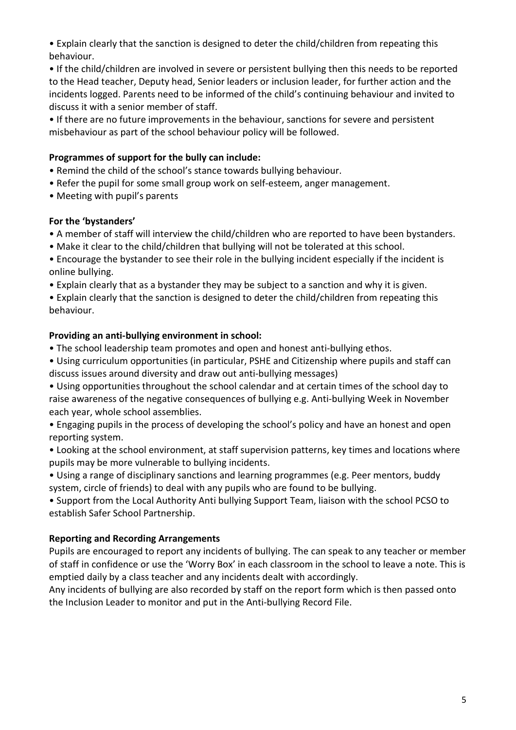- Explain clearly that the sanction is designed to deter the child/children from repeating this behaviour.
- If the child/children are involved in severe or persistent bullying then this needs to be reported to the Head teacher, Deputy head, Senior leaders or inclusion leader, for further action and the incidents logged. Parents need to be informed of the child's continuing behaviour and invited to discuss it with a senior member of staff.
- If there are no future improvements in the behaviour, sanctions for severe and persistent misbehaviour as part of the school behaviour policy will be followed.

**Programmes of support for the bully can include:**

- Remind the child of the school's stance towards bullying behaviour.
- Refer the pupil for some small group work on self-esteem, anger management.
- Meeting with pupil's parents

**For the 'bystanders'**

- A member of staff will interview the child/children who are reported to have been bystanders.
- Make it clear to the child/children that bullying will not be tolerated at this school.
- Encourage the bystander to see their role in the bullying incident especially if the incident is online bullying.
- Explain clearly that as a bystander they may be subject to a sanction and why it is given.
- Explain clearly that the sanction is designed to deter the child/children from repeating this behaviour.

**Providing an anti-bullying environment in school:**

- The school leadership team promotes and open and honest anti-bullying ethos.
- Using curriculum opportunities (in particular, PSHE and Citizenship where pupils and staff can discuss issues around diversity and draw out anti-bullying messages)
- Using opportunities throughout the school calendar and at certain times of the school day to raise awareness of the negative consequences of bullying e.g. Anti-bullying Week in November each year, whole school assemblies.
- Engaging pupils in the process of developing the school's policy and have an honest and open reporting system.
- Looking at the school environment, at staff supervision patterns, key times and locations where pupils may be more vulnerable to bullying incidents.
- Using a range of disciplinary sanctions and learning programmes (e.g. Peer mentors, buddy system, circle of friends) to deal with any pupils who are found to be bullying.
- Support from the Local Authority Anti bullying Support Team, liaison with the school PCSO to establish Safer School Partnership.

**Reporting and Recording Arrangements**

Pupils are encouraged to report any incidents of bullying. The can speak to any teacher or member of staff in confidence or use the 'Worry Box' in each classroom in the school to leave a note. This is emptied daily by a class teacher and any incidents dealt with accordingly.

Any incidents of bullying are also recorded by staff on the report form which is then passed onto the Inclusion Leader to monitor and put in the Anti-bullying Record File.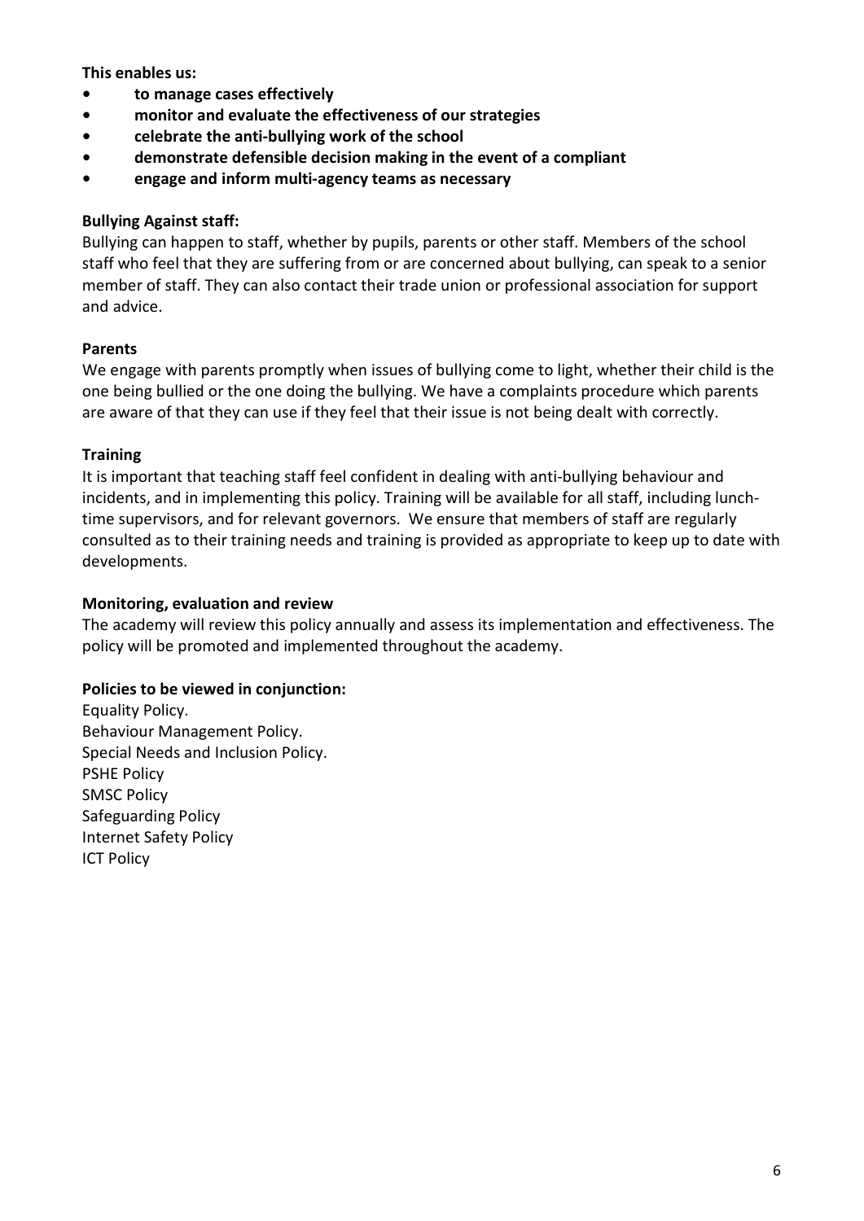**This enables us:**

- **to manage cases effectively**
- **monitor and evaluate the effectiveness of our strategies**
- **celebrate the anti-bullying work of the school**
- **demonstrate defensible decision making in the event of a compliant**
- **engage and inform multi-agency teams as necessary**

**Bullying Against staff:**

Bullying can happen to staff, whether by pupils, parents or other staff. Members of the school staff who feel that they are suffering from or are concerned about bullying, can speak to a senior member of staff. They can also contact their trade union or professional association for support and advice.

**Parents**

We engage with parents promptly when issues of bullying come to light, whether their child is the one being bullied or the one doing the bullying. We have a complaints procedure which parents are aware of that they can use if they feel that their issue is not being dealt with correctly.

**Training**

It is important that teaching staff feel confident in dealing with anti-bullying behaviour and incidents, and in implementing this policy. Training will be available for all staff, including lunch-time supervisors, and for relevant governors. We ensure that members of staff are regularly consulted as to their training needs and training is provided as appropriate to keep up to date with developments.

**Monitoring, evaluation and review**

The academy will review this policy annually and assess its implementation and effectiveness. The policy will be promoted and implemented throughout the academy.

**Policies to be viewed in conjunction:**

Equality Policy.
Behaviour Management Policy.
Special Needs and Inclusion Policy.
PSHE Policy
SMSC Policy
Safeguarding Policy
Internet Safety Policy
ICT Policy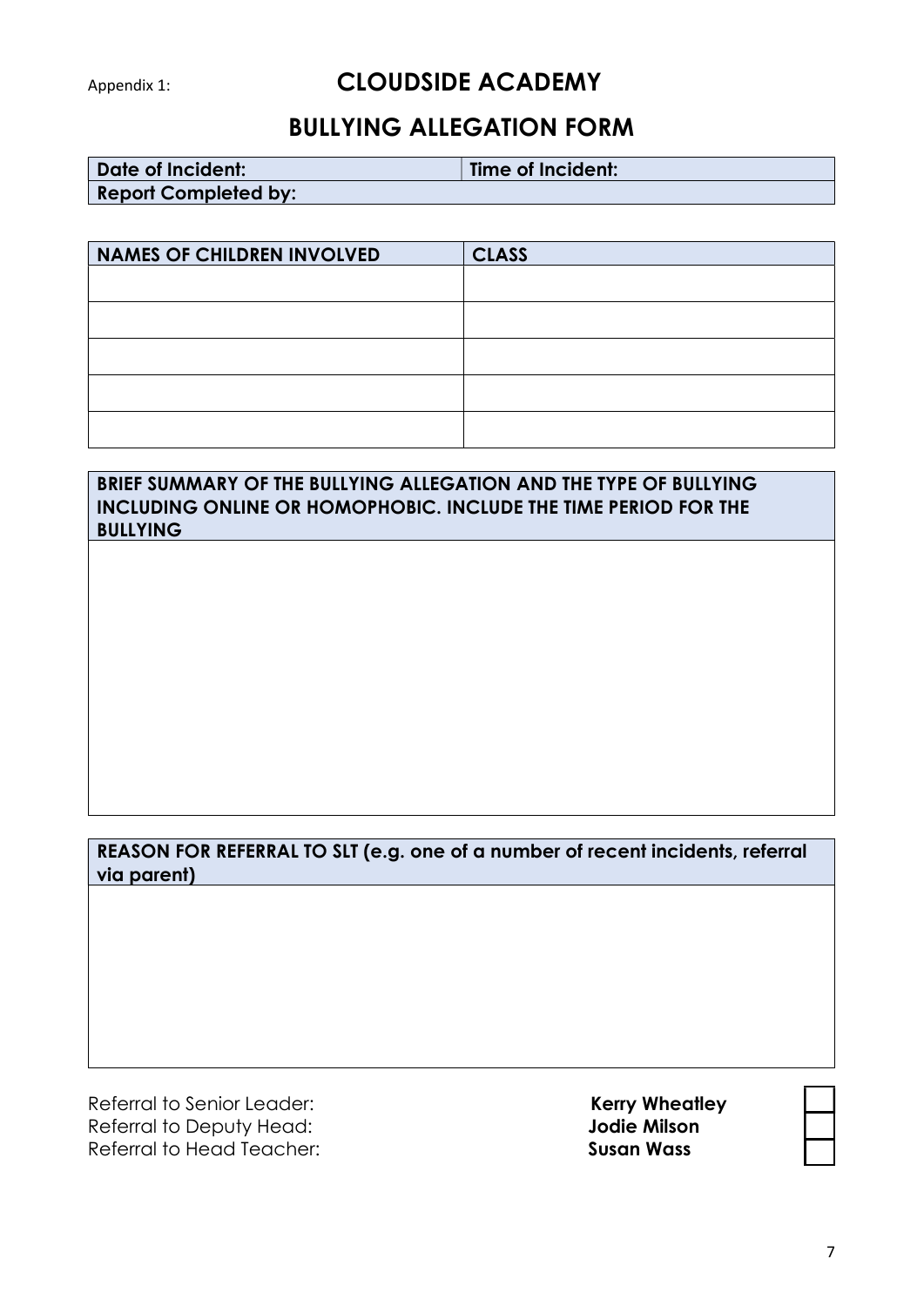Appendix 1:

# CLOUDSIDE ACADEMY

## BULLYING ALLEGATION FORM

| Date of Incident: | Time of Incident: |
|---|---|
| Report Completed by: | |

| NAMES OF CHILDREN INVOLVED | CLASS |
|---|---|
| | |
| | |
| | |
| | |
| | |

| BRIEF SUMMARY OF THE BULLYING ALLEGATION AND THE TYPE OF BULLYING INCLUDING ONLINE OR HOMOPHOBIC. INCLUDE THE TIME PERIOD FOR THE BULLYING |
|---|
| |

| REASON FOR REFERRAL TO SLT (e.g. one of a number of recent incidents, referral via parent) |
|---|
| |

| | | |
|---|---|---|
| Referral to Senior Leader: | **Kerry Wheatley** | ☐ |
| Referral to Deputy Head: | **Jodie Milson** | ☐ |
| Referral to Head Teacher: | **Susan Wass** | ☐ |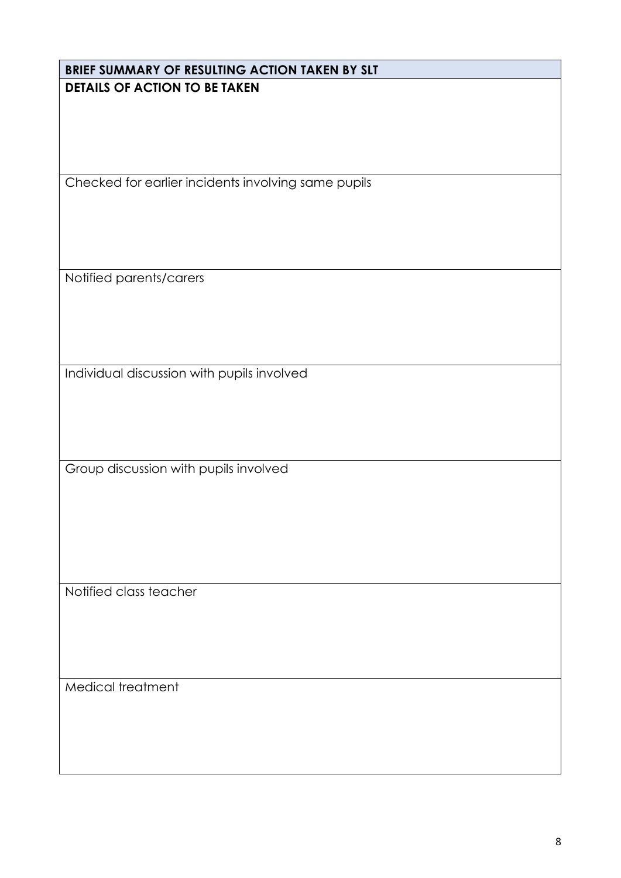| BRIEF SUMMARY OF RESULTING ACTION TAKEN BY SLT |
| --- |
| **DETAILS OF ACTION TO BE TAKEN** |
| Checked for earlier incidents involving same pupils |
| Notified parents/carers |
| Individual discussion with pupils involved |
| Group discussion with pupils involved |
| Notified class teacher |
| Medical treatment |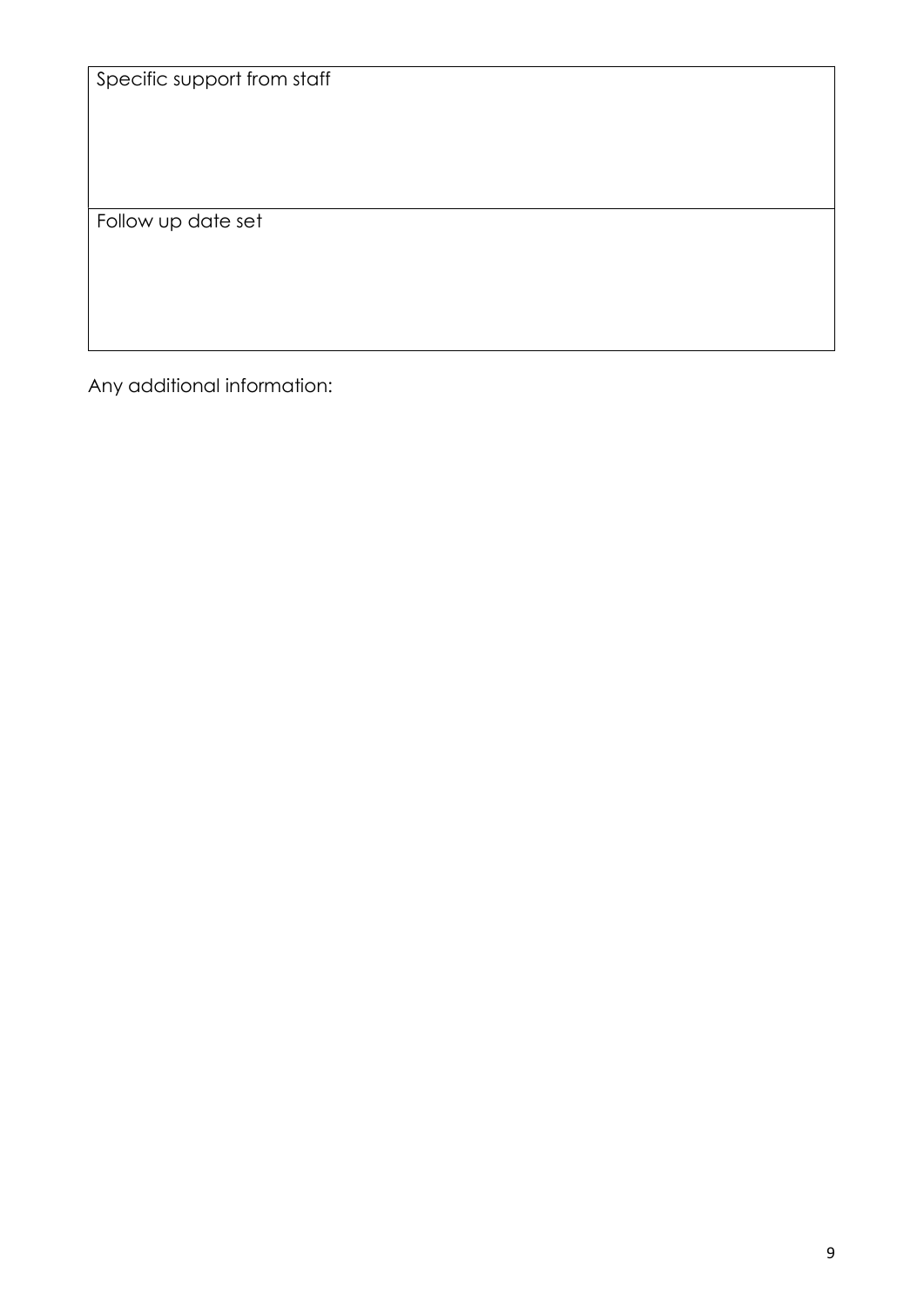| Specific support from staff |
| --- |
| |
| Follow up date set |
| |

Any additional information: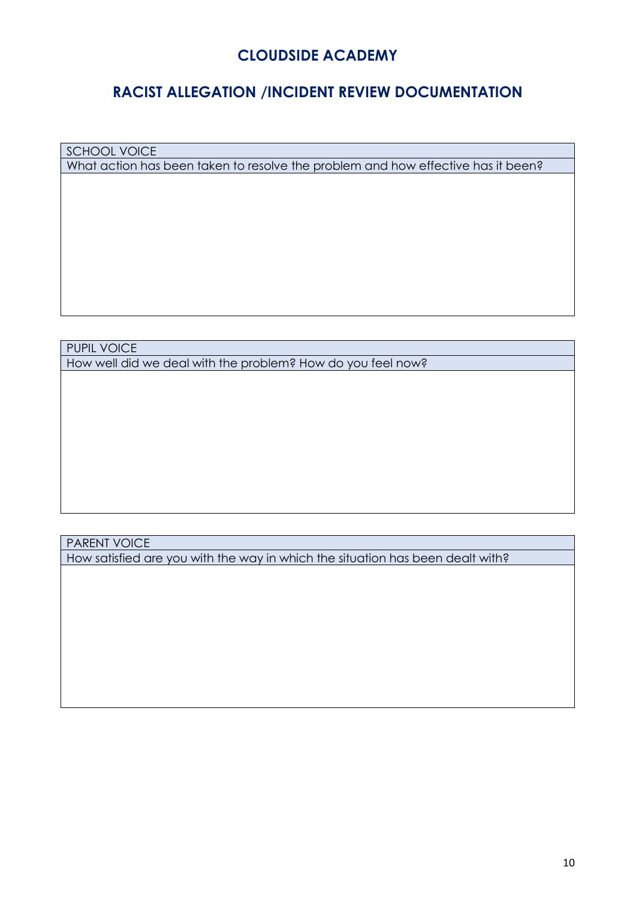## CLOUDSIDE ACADEMY

## RACIST ALLEGATION /INCIDENT REVIEW DOCUMENTATION

| SCHOOL VOICE |
| --- |
| What action has been taken to resolve the problem and how effective has it been? |
| |

| PUPIL VOICE |
| --- |
| How well did we deal with the problem? How do you feel now? |
| |

| PARENT VOICE |
| --- |
| How satisfied are you with the way in which the situation has been dealt with? |
| |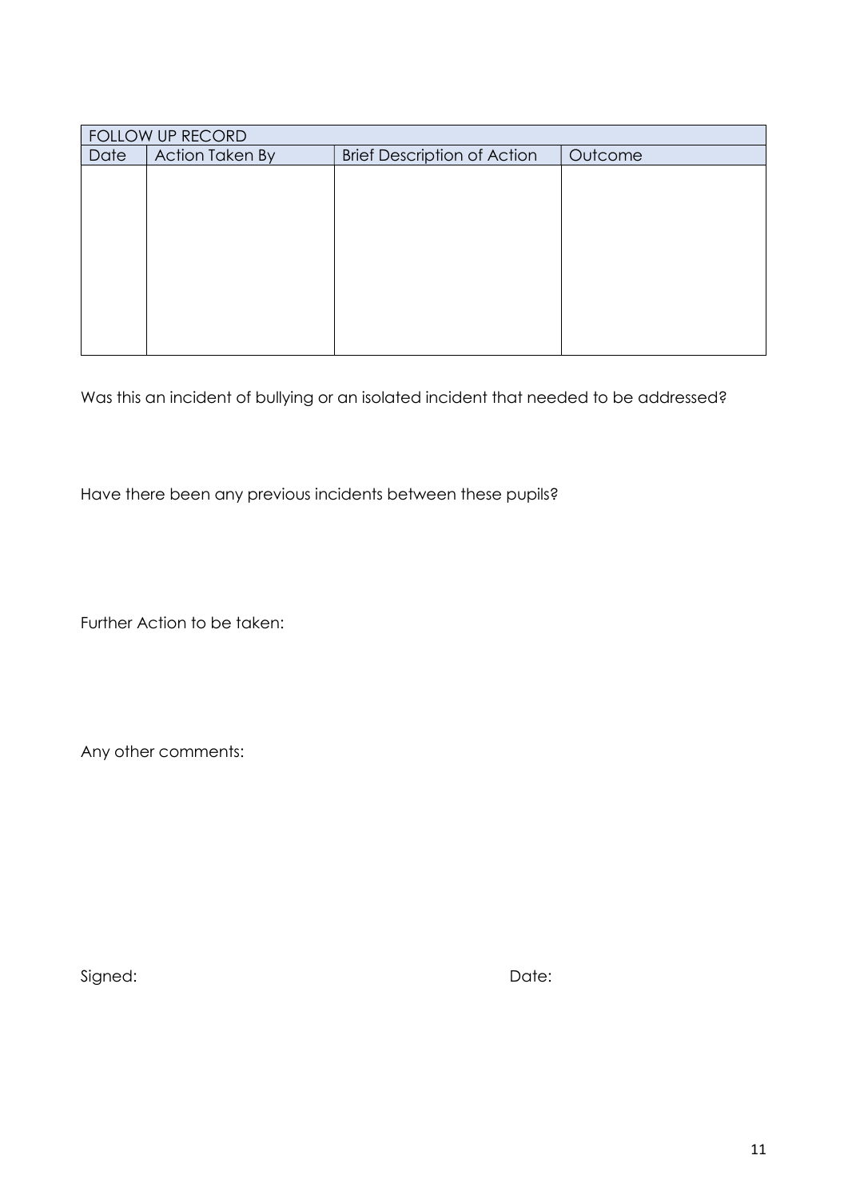| FOLLOW UP RECORD | | | |
|---|---|---|---|
| Date | Action Taken By | Brief Description of Action | Outcome |
| | | | |

Was this an incident of bullying or an isolated incident that needed to be addressed?

Have there been any previous incidents between these pupils?

Further Action to be taken:

Any other comments:

Signed: Date: